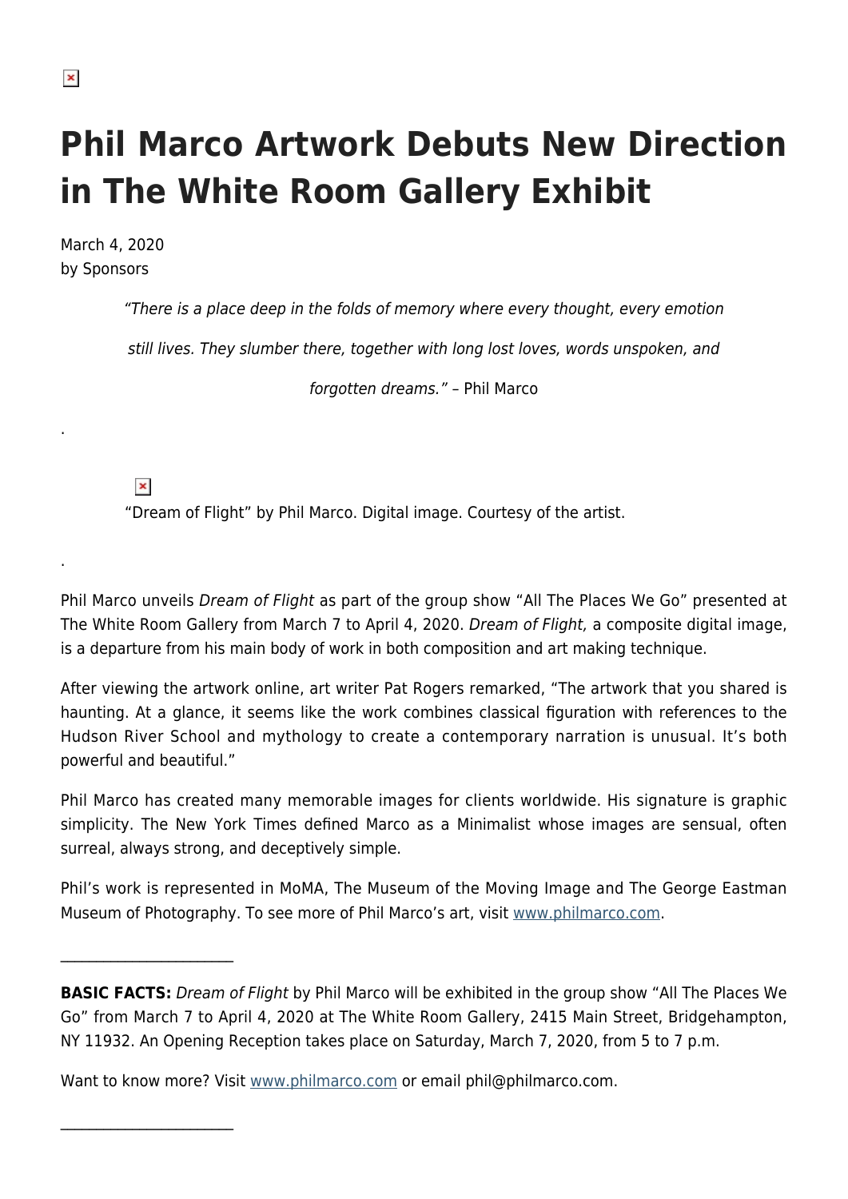# Phil Marco Artwork Debuts New Direction in The White Room Gallery Exhibit

March 4, 2020
by Sponsors

> *"There is a place deep in the folds of memory where every thought, every emotion still lives. They slumber there, together with long lost loves, words unspoken, and forgotten dreams."* – Phil Marco

.

"Dream of Flight" by Phil Marco. Digital image. Courtesy of the artist.

.

Phil Marco unveils *Dream of Flight* as part of the group show "All The Places We Go" presented at The White Room Gallery from March 7 to April 4, 2020. *Dream of Flight,* a composite digital image, is a departure from his main body of work in both composition and art making technique.

After viewing the artwork online, art writer Pat Rogers remarked, "The artwork that you shared is haunting. At a glance, it seems like the work combines classical figuration with references to the Hudson River School and mythology to create a contemporary narration is unusual. It's both powerful and beautiful."

Phil Marco has created many memorable images for clients worldwide. His signature is graphic simplicity. The New York Times defined Marco as a Minimalist whose images are sensual, often surreal, always strong, and deceptively simple.

Phil's work is represented in MoMA, The Museum of the Moving Image and The George Eastman Museum of Photography. To see more of Phil Marco's art, visit [www.philmarco.com](www.philmarco.com).

---

**BASIC FACTS:** *Dream of Flight* by Phil Marco will be exhibited in the group show "All The Places We Go" from March 7 to April 4, 2020 at The White Room Gallery, 2415 Main Street, Bridgehampton, NY 11932. An Opening Reception takes place on Saturday, March 7, 2020, from 5 to 7 p.m.

Want to know more? Visit [www.philmarco.com](www.philmarco.com) or email phil@philmarco.com.

---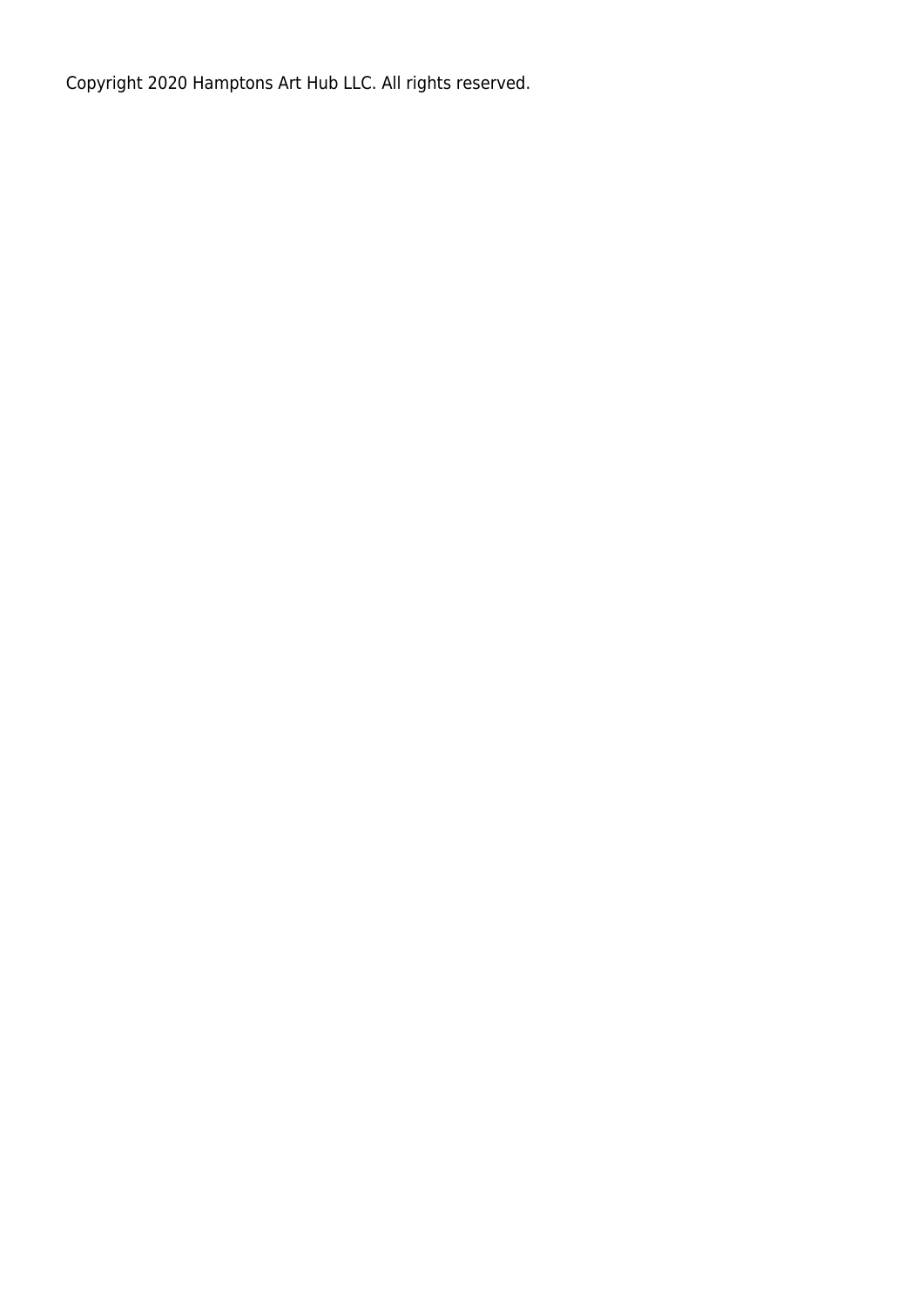Copyright 2020 Hamptons Art Hub LLC. All rights reserved.